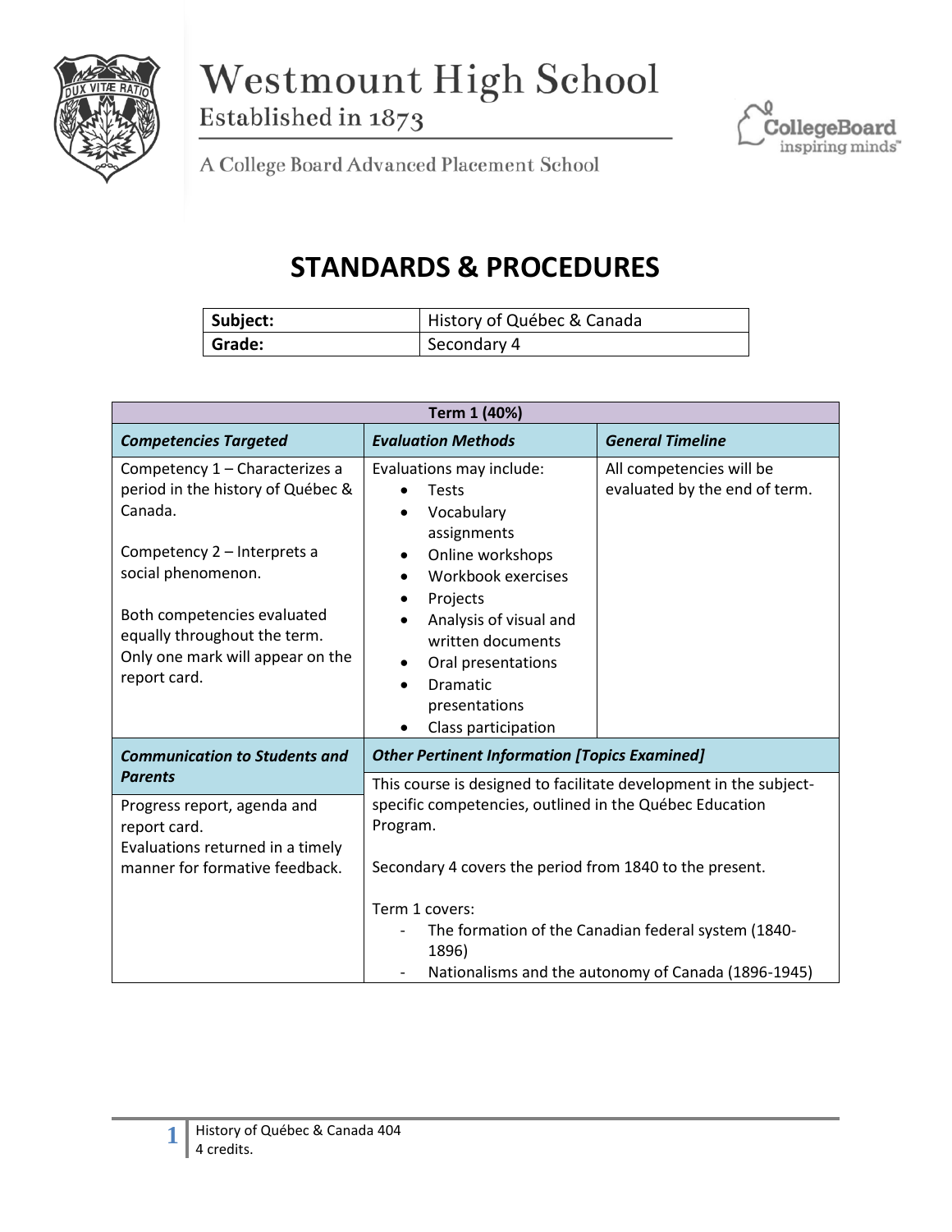# Westmount High School

Established in 1873

A College Board Advanced Placement School

## STANDARDS & PROCEDURES

| **Subject:** | History of Québec & Canada |
|---|---|
| **Grade:** | Secondary 4 |

| **Term 1 (40%)** | | |
|---|---|---|
| ***Competencies Targeted*** | ***Evaluation Methods*** | ***General Timeline*** |
| Competency 1 – Characterizes a period in the history of Québec & Canada.<br><br>Competency 2 – Interprets a social phenomenon.<br><br>Both competencies evaluated equally throughout the term. Only one mark will appear on the report card. | Evaluations may include:<br>• Tests<br>• Vocabulary assignments<br>• Online workshops<br>• Workbook exercises<br>• Projects<br>• Analysis of visual and written documents<br>• Oral presentations<br>• Dramatic presentations<br>• Class participation | All competencies will be evaluated by the end of term. |
| ***Communication to Students and Parents*** | ***Other Pertinent Information [Topics Examined]*** | |
| Progress report, agenda and report card.<br>Evaluations returned in a timely manner for formative feedback. | This course is designed to facilitate development in the subject-specific competencies, outlined in the Québec Education Program.<br><br>Secondary 4 covers the period from 1840 to the present.<br><br>Term 1 covers:<br>- The formation of the Canadian federal system (1840-1896)<br>- Nationalisms and the autonomy of Canada (1896-1945) | |

History of Québec & Canada 404
4 credits.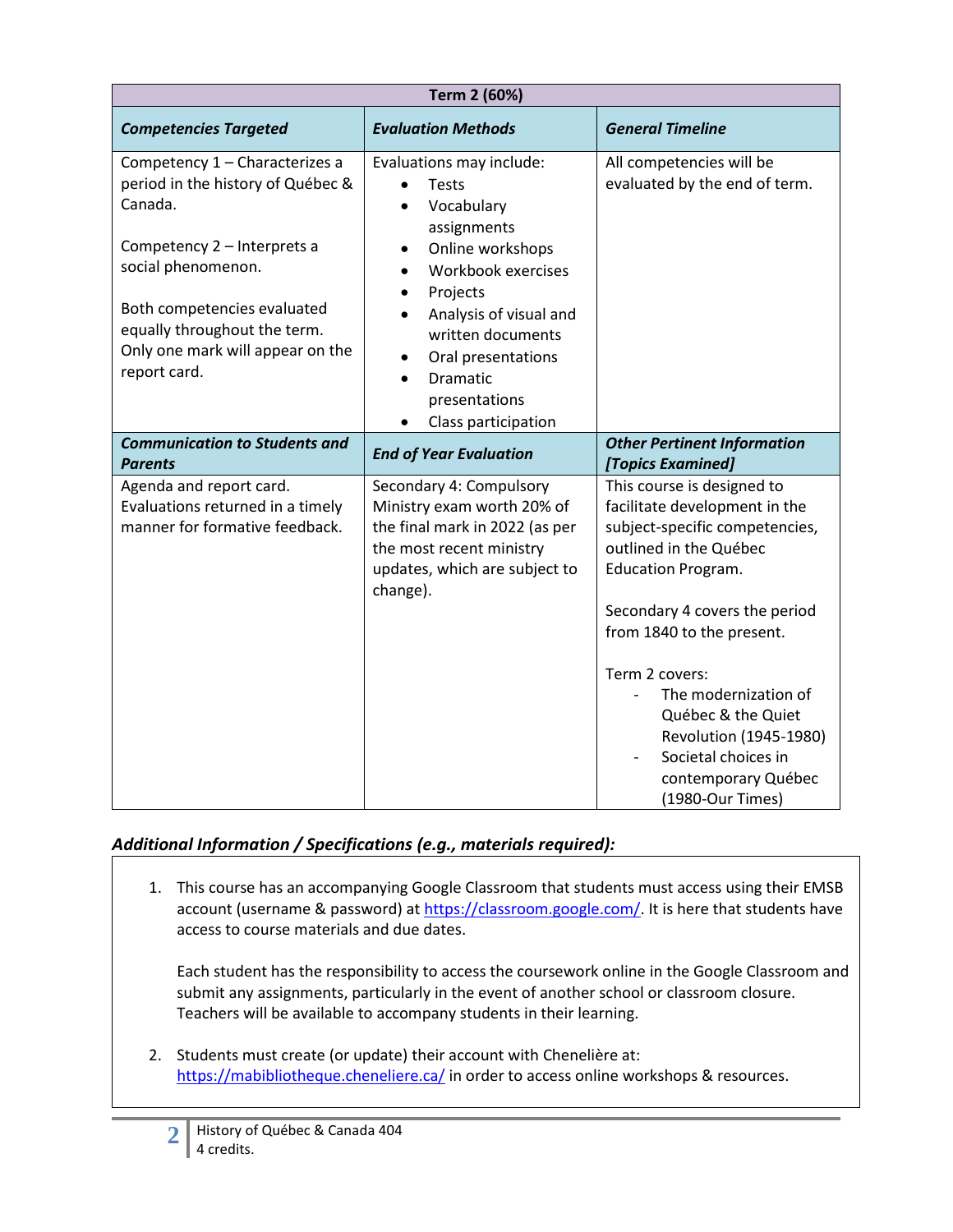| Term 2 (60%) | | |
|---|---|---|
| ***Competencies Targeted*** | ***Evaluation Methods*** | ***General Timeline*** |
| Competency 1 – Characterizes a period in the history of Québec & Canada.<br><br>Competency 2 – Interprets a social phenomenon.<br><br>Both competencies evaluated equally throughout the term. Only one mark will appear on the report card. | Evaluations may include:<br>• Tests<br>• Vocabulary assignments<br>• Online workshops<br>• Workbook exercises<br>• Projects<br>• Analysis of visual and written documents<br>• Oral presentations<br>• Dramatic presentations<br>• Class participation | All competencies will be evaluated by the end of term. |
| ***Communication to Students and Parents*** | ***End of Year Evaluation*** | ***Other Pertinent Information [Topics Examined]*** |
| Agenda and report card. Evaluations returned in a timely manner for formative feedback. | Secondary 4: Compulsory Ministry exam worth 20% of the final mark in 2022 (as per the most recent ministry updates, which are subject to change). | This course is designed to facilitate development in the subject-specific competencies, outlined in the Québec Education Program.<br><br>Secondary 4 covers the period from 1840 to the present.<br><br>Term 2 covers:<br>- The modernization of Québec & the Quiet Revolution (1945-1980)<br>- Societal choices in contemporary Québec (1980-Our Times) |

***Additional Information / Specifications (e.g., materials required):***

1. This course has an accompanying Google Classroom that students must access using their EMSB account (username & password) at https://classroom.google.com/. It is here that students have access to course materials and due dates.

   Each student has the responsibility to access the coursework online in the Google Classroom and submit any assignments, particularly in the event of another school or classroom closure. Teachers will be available to accompany students in their learning.

2. Students must create (or update) their account with Chenelière at: https://mabibliotheque.cheneliere.ca/ in order to access online workshops & resources.